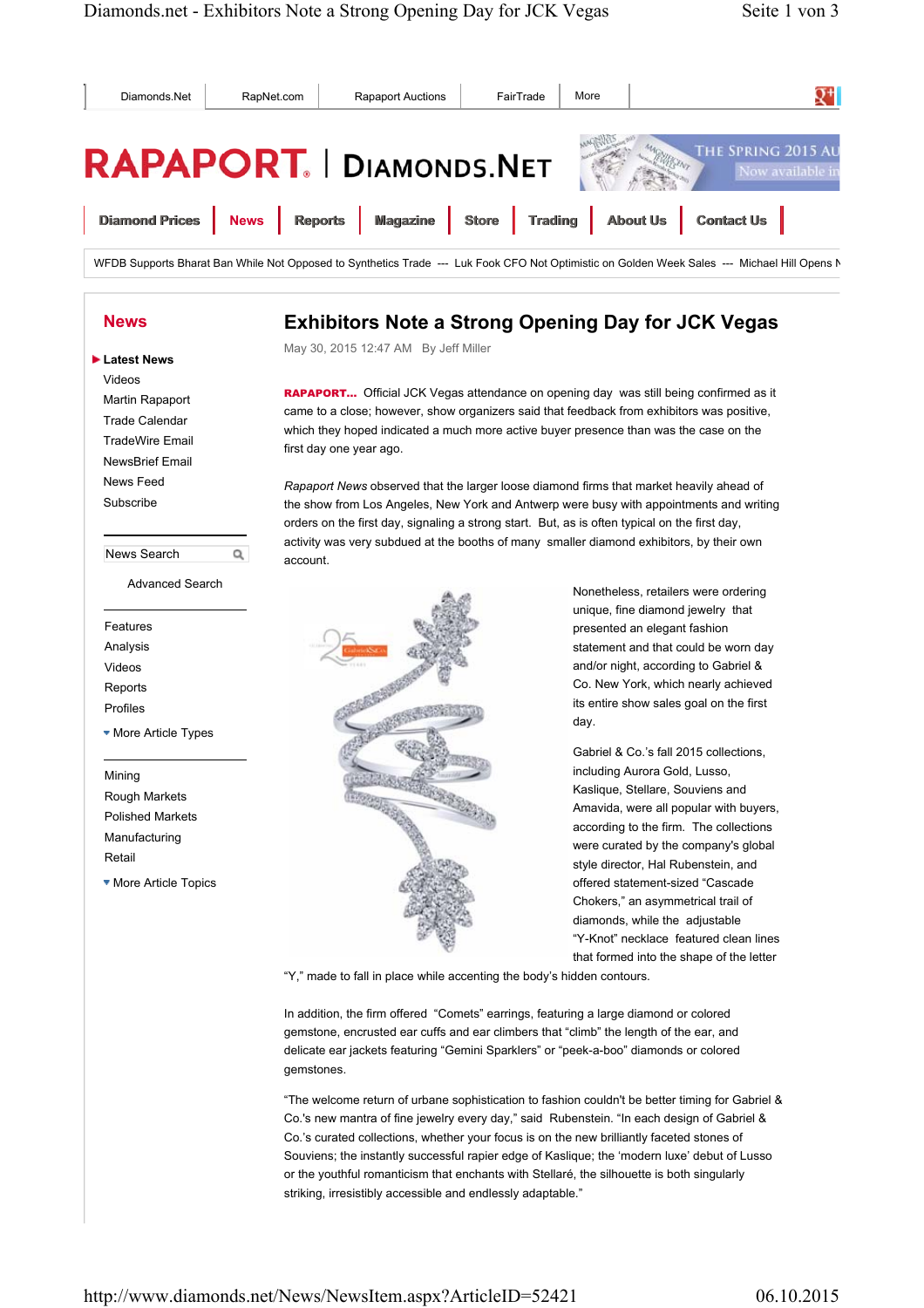Diamonds.Net | RapNet.com | Rapaport Auctions | FairTrade | More

RAPAPORT. | DIAMONDS.NET

Diamond Prices | News | Reports | Magazine | Store | Trading | About Us | Contact Us

WFDB Supports Bharat Ban While Not Opposed to Synthetics Trade --- Luk Fook CFO Not Optimistic on Golden Week Sales --- Michael Hill Opens N

## News

- Latest News
- Videos
- Martin Rapaport
- Trade Calendar
- TradeWire Email
- NewsBrief Email
- News Feed
- Subscribe

News Search

Advanced Search

- Features
- Analysis
- Videos
- Reports
- Profiles
- More Article Types

- Mining
- Rough Markets
- Polished Markets
- Manufacturing
- Retail
- More Article Topics

# Exhibitors Note a Strong Opening Day for JCK Vegas

May 30, 2015 12:47 AM By Jeff Miller

**RAPAPORT...** Official JCK Vegas attendance on opening day was still being confirmed as it came to a close; however, show organizers said that feedback from exhibitors was positive, which they hoped indicated a much more active buyer presence than was the case on the first day one year ago.

*Rapaport News* observed that the larger loose diamond firms that market heavily ahead of the show from Los Angeles, New York and Antwerp were busy with appointments and writing orders on the first day, signaling a strong start. But, as is often typical on the first day, activity was very subdued at the booths of many smaller diamond exhibitors, by their own account.

Nonetheless, retailers were ordering unique, fine diamond jewelry that presented an elegant fashion statement and that could be worn day and/or night, according to Gabriel & Co. New York, which nearly achieved its entire show sales goal on the first day.

Gabriel & Co.'s fall 2015 collections, including Aurora Gold, Lusso, Kaslique, Stellare, Souviens and Amavida, were all popular with buyers, according to the firm. The collections were curated by the company's global style director, Hal Rubenstein, and offered statement-sized "Cascade Chokers," an asymmetrical trail of diamonds, while the adjustable "Y-Knot" necklace featured clean lines that formed into the shape of the letter "Y," made to fall in place while accenting the body's hidden contours.

In addition, the firm offered "Comets" earrings, featuring a large diamond or colored gemstone, encrusted ear cuffs and ear climbers that "climb" the length of the ear, and delicate ear jackets featuring "Gemini Sparklers" or "peek-a-boo" diamonds or colored gemstones.

"The welcome return of urbane sophistication to fashion couldn't be better timing for Gabriel & Co.'s new mantra of fine jewelry every day," said Rubenstein. "In each design of Gabriel & Co.'s curated collections, whether your focus is on the new brilliantly faceted stones of Souviens; the instantly successful rapier edge of Kaslique; the 'modern luxe' debut of Lusso or the youthful romanticism that enchants with Stelláré, the silhouette is both singularly striking, irresistibly accessible and endlessly adaptable."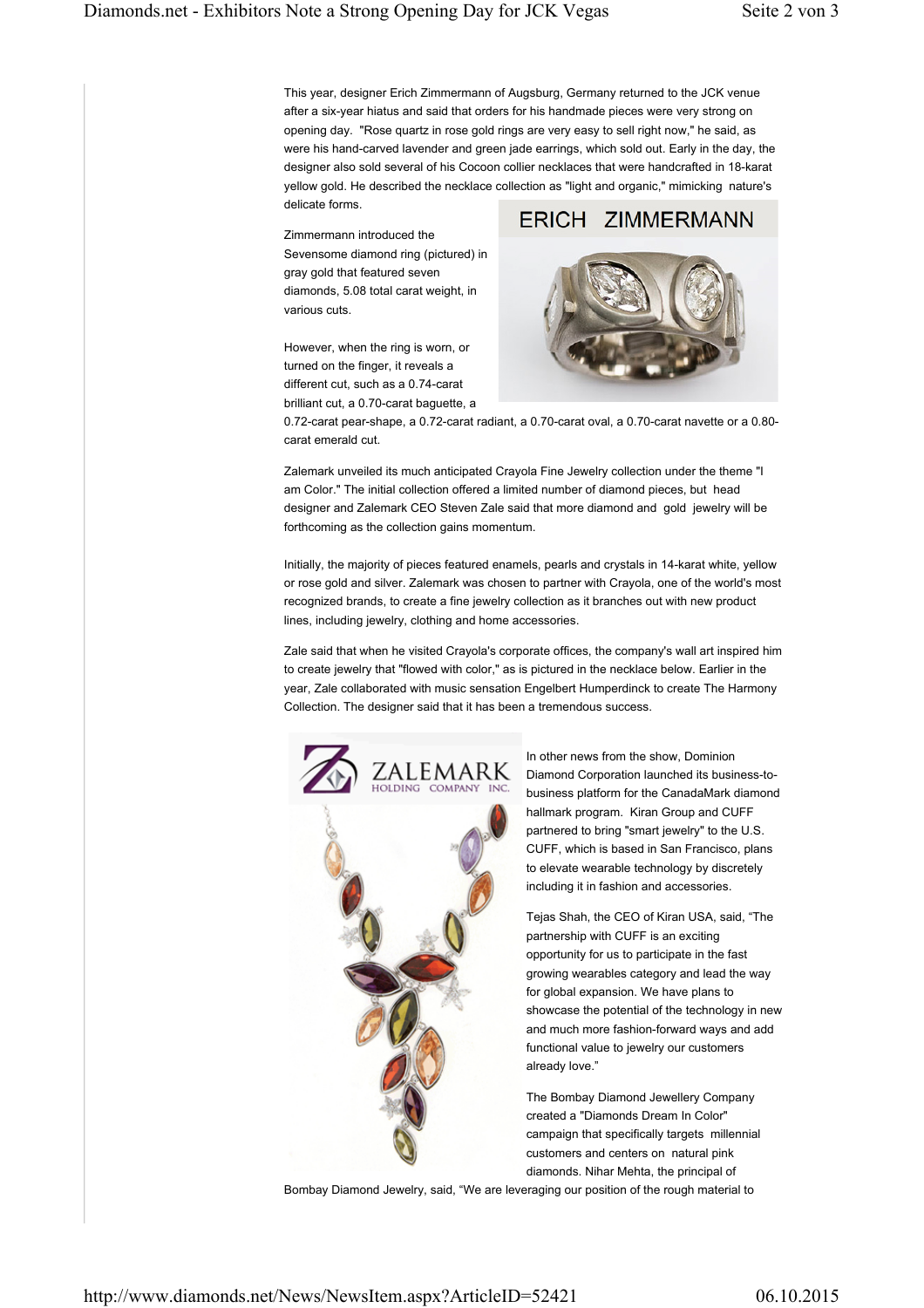This year, designer Erich Zimmermann of Augsburg, Germany returned to the JCK venue after a six-year hiatus and said that orders for his handmade pieces were very strong on opening day. "Rose quartz in rose gold rings are very easy to sell right now," he said, as were his hand-carved lavender and green jade earrings, which sold out. Early in the day, the designer also sold several of his Cocoon collier necklaces that were handcrafted in 18-karat yellow gold. He described the necklace collection as "light and organic," mimicking nature's delicate forms.

Zimmermann introduced the Sevensome diamond ring (pictured) in gray gold that featured seven diamonds, 5.08 total carat weight, in various cuts.

However, when the ring is worn, or turned on the finger, it reveals a different cut, such as a 0.74-carat brilliant cut, a 0.70-carat baguette, a 0.72-carat pear-shape, a 0.72-carat radiant, a 0.70-carat oval, a 0.70-carat navette or a 0.80-carat emerald cut.

Zalemark unveiled its much anticipated Crayola Fine Jewelry collection under the theme "I am Color." The initial collection offered a limited number of diamond pieces, but head designer and Zalemark CEO Steven Zale said that more diamond and gold jewelry will be forthcoming as the collection gains momentum.

Initially, the majority of pieces featured enamels, pearls and crystals in 14-karat white, yellow or rose gold and silver. Zalemark was chosen to partner with Crayola, one of the world's most recognized brands, to create a fine jewelry collection as it branches out with new product lines, including jewelry, clothing and home accessories.

Zale said that when he visited Crayola's corporate offices, the company's wall art inspired him to create jewelry that "flowed with color," as is pictured in the necklace below. Earlier in the year, Zale collaborated with music sensation Engelbert Humperdinck to create The Harmony Collection. The designer said that it has been a tremendous success.

In other news from the show, Dominion Diamond Corporation launched its business-to-business platform for the CanadaMark diamond hallmark program. Kiran Group and CUFF partnered to bring "smart jewelry" to the U.S. CUFF, which is based in San Francisco, plans to elevate wearable technology by discretely including it in fashion and accessories.

Tejas Shah, the CEO of Kiran USA, said, "The partnership with CUFF is an exciting opportunity for us to participate in the fast growing wearables category and lead the way for global expansion. We have plans to showcase the potential of the technology in new and much more fashion-forward ways and add functional value to jewelry our customers already love."

The Bombay Diamond Jewellery Company created a "Diamonds Dream In Color" campaign that specifically targets millennial customers and centers on natural pink diamonds. Nihar Mehta, the principal of Bombay Diamond Jewelry, said, "We are leveraging our position of the rough material to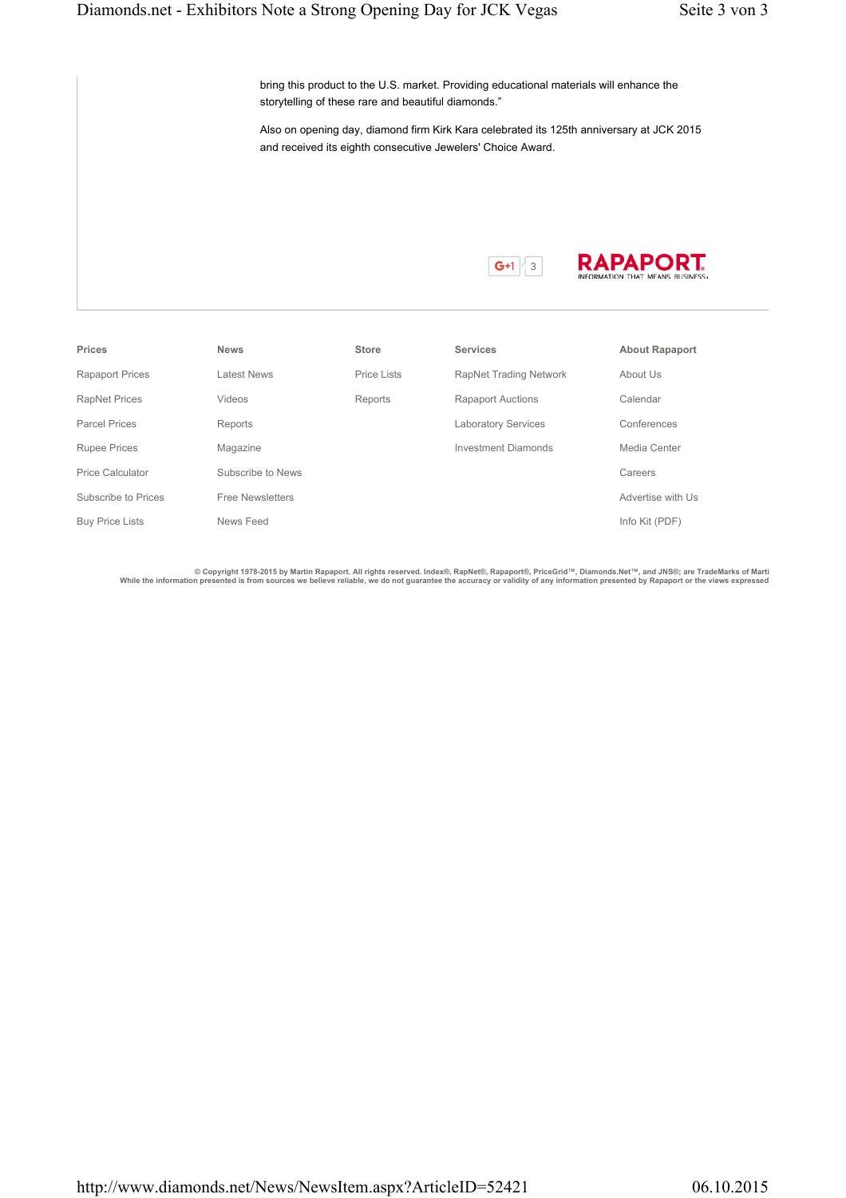bring this product to the U.S. market. Providing educational materials will enhance the storytelling of these rare and beautiful diamonds."

Also on opening day, diamond firm Kirk Kara celebrated its 125th anniversary at JCK 2015 and received its eighth consecutive Jewelers' Choice Award.

G+1 3

RAPAPORT
INFORMATION THAT MEANS BUSINESS

| Prices | News | Store | Services | About Rapaport |
|---|---|---|---|---|
| Rapaport Prices | Latest News | Price Lists | RapNet Trading Network | About Us |
| RapNet Prices | Videos | Reports | Rapaport Auctions | Calendar |
| Parcel Prices | Reports | | Laboratory Services | Conferences |
| Rupee Prices | Magazine | | Investment Diamonds | Media Center |
| Price Calculator | Subscribe to News | | | Careers |
| Subscribe to Prices | Free Newsletters | | | Advertise with Us |
| Buy Price Lists | News Feed | | | Info Kit (PDF) |

© Copyright 1978-2015 by Martin Rapaport. All rights reserved. Index®, RapNet®, Rapaport®, PriceGrid™, Diamonds.Net™, and JNS®; are TradeMarks of Marti
While the information presented is from sources we believe reliable, we do not guarantee the accuracy or validity of any information presented by Rapaport or the views expressed